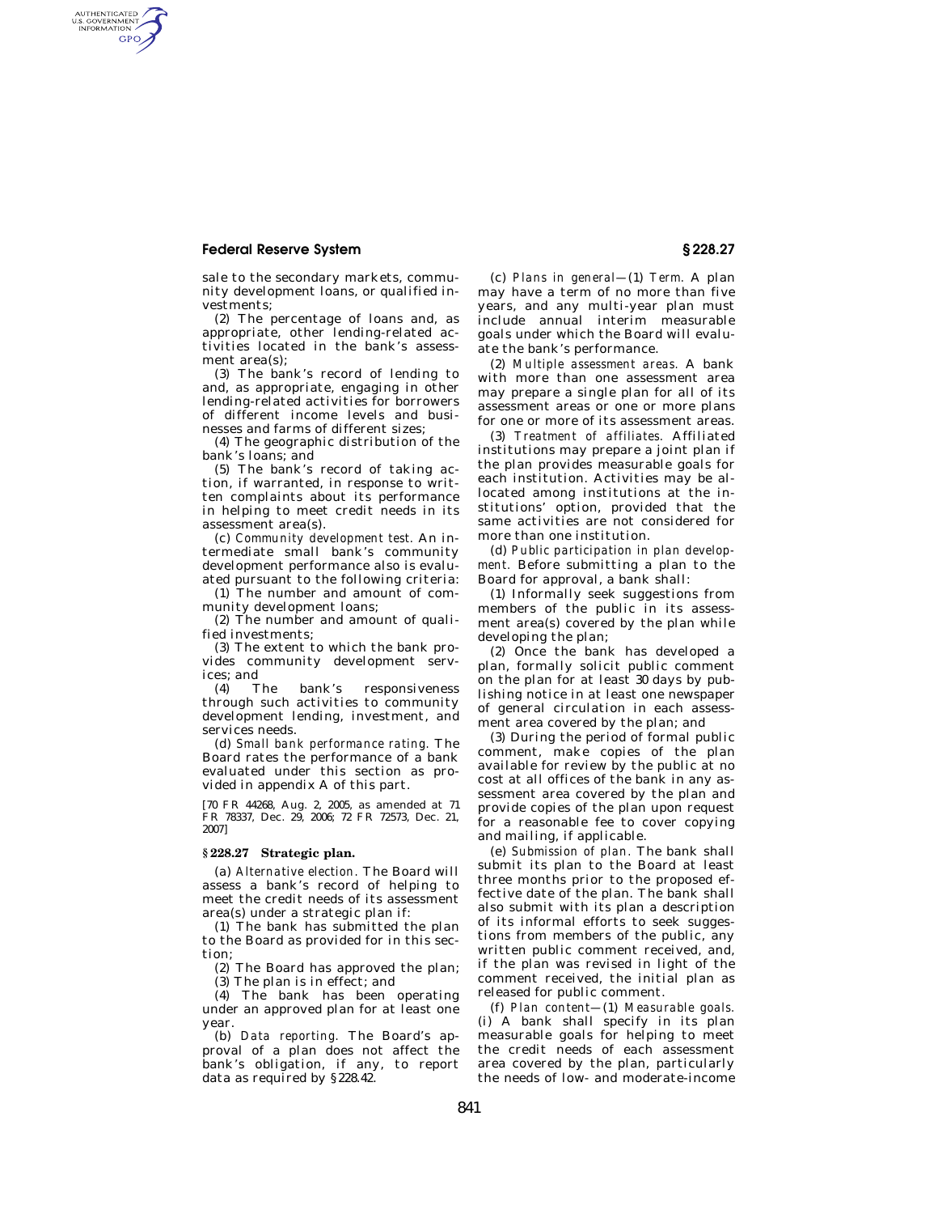sale to the secondary markets, community development loans, or qualified investments;

(2) The percentage of loans and, as appropriate, other lending-related activities located in the bank's assessment area(s);

(3) The bank's record of lending to and, as appropriate, engaging in other lending-related activities for borrowers of different income levels and businesses and farms of different sizes;

(4) The geographic distribution of the bank's loans; and

(5) The bank's record of taking action, if warranted, in response to written complaints about its performance in helping to meet credit needs in its assessment area(s).

(c) *Community development test.* An intermediate small bank's community development performance also is evaluated pursuant to the following criteria:

(1) The number and amount of community development loans;

(2) The number and amount of qualified investments;

(3) The extent to which the bank provides community development services; and

(4) The bank's responsiveness through such activities to community development lending, investment, and services needs.

(d) *Small bank performance rating.* The Board rates the performance of a bank evaluated under this section as provided in appendix A of this part.

[70 FR 44268, Aug. 2, 2005, as amended at 71 FR 78337, Dec. 29, 2006; 72 FR 72573, Dec. 21, 2007]

### § 228.27 Strategic plan.

(a) *Alternative election.* The Board will assess a bank's record of helping to meet the credit needs of its assessment area(s) under a strategic plan if:

(1) The bank has submitted the plan to the Board as provided for in this section;

(2) The Board has approved the plan;

(3) The plan is in effect; and

(4) The bank has been operating under an approved plan for at least one year.

(b) *Data reporting.* The Board's approval of a plan does not affect the bank's obligation, if any, to report data as required by § 228.42.

(c) *Plans in general*—(1) *Term.* A plan may have a term of no more than five years, and any multi-year plan must include annual interim measurable goals under which the Board will evaluate the bank's performance.

(2) *Multiple assessment areas.* A bank with more than one assessment area may prepare a single plan for all of its assessment areas or one or more plans for one or more of its assessment areas.

(3) *Treatment of affiliates.* Affiliated institutions may prepare a joint plan if the plan provides measurable goals for each institution. Activities may be allocated among institutions at the institutions' option, provided that the same activities are not considered for more than one institution.

(d) *Public participation in plan development.* Before submitting a plan to the Board for approval, a bank shall:

(1) Informally seek suggestions from members of the public in its assessment area(s) covered by the plan while developing the plan;

(2) Once the bank has developed a plan, formally solicit public comment on the plan for at least 30 days by publishing notice in at least one newspaper of general circulation in each assessment area covered by the plan; and

(3) During the period of formal public comment, make copies of the plan available for review by the public at no cost at all offices of the bank in any assessment area covered by the plan and provide copies of the plan upon request for a reasonable fee to cover copying and mailing, if applicable.

(e) *Submission of plan.* The bank shall submit its plan to the Board at least three months prior to the proposed effective date of the plan. The bank shall also submit with its plan a description of its informal efforts to seek suggestions from members of the public, any written public comment received, and, if the plan was revised in light of the comment received, the initial plan as released for public comment.

(f) *Plan content*—(1) *Measurable goals.* (i) A bank shall specify in its plan measurable goals for helping to meet the credit needs of each assessment area covered by the plan, particularly the needs of low- and moderate-income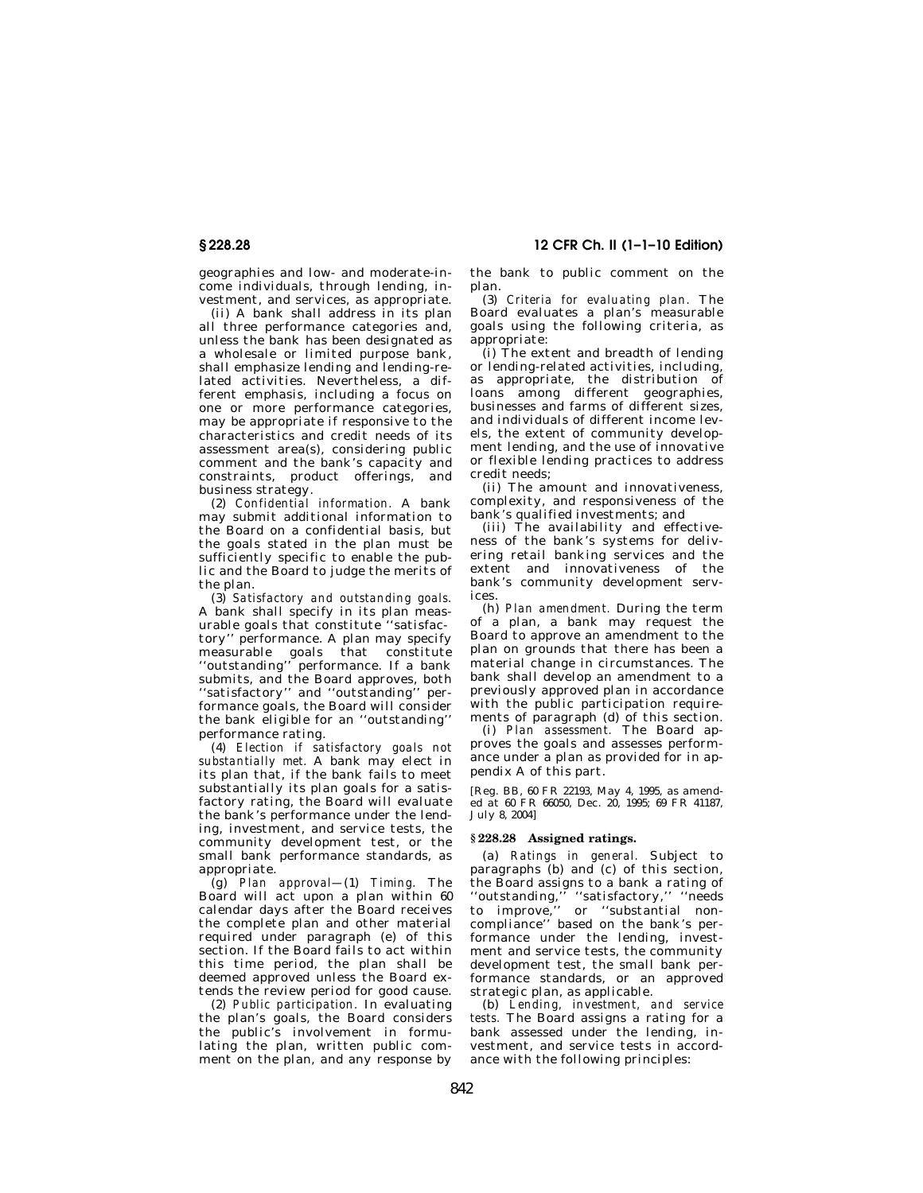geographies and low- and moderate-income individuals, through lending, investment, and services, as appropriate.

(ii) A bank shall address in its plan all three performance categories and, unless the bank has been designated as a wholesale or limited purpose bank, shall emphasize lending and lending-related activities. Nevertheless, a different emphasis, including a focus on one or more performance categories, may be appropriate if responsive to the characteristics and credit needs of its assessment area(s), considering public comment and the bank's capacity and constraints, product offerings, and business strategy.

(2) *Confidential information.* A bank may submit additional information to the Board on a confidential basis, but the goals stated in the plan must be sufficiently specific to enable the public and the Board to judge the merits of the plan.

(3) *Satisfactory and outstanding goals.* A bank shall specify in its plan measurable goals that constitute "satisfactory" performance. A plan may specify measurable goals that constitute "outstanding" performance. If a bank submits, and the Board approves, both "satisfactory" and "outstanding" performance goals, the Board will consider the bank eligible for an "outstanding" performance rating.

(4) *Election if satisfactory goals not substantially met.* A bank may elect in its plan that, if the bank fails to meet substantially its plan goals for a satisfactory rating, the Board will evaluate the bank's performance under the lending, investment, and service tests, the community development test, or the small bank performance standards, as appropriate.

(g) *Plan approval*—(1) *Timing.* The Board will act upon a plan within 60 calendar days after the Board receives the complete plan and other material required under paragraph (e) of this section. If the Board fails to act within this time period, the plan shall be deemed approved unless the Board extends the review period for good cause.

(2) *Public participation.* In evaluating the plan's goals, the Board considers the public's involvement in formulating the plan, written public comment on the plan, and any response by the bank to public comment on the plan.

(3) *Criteria for evaluating plan.* The Board evaluates a plan's measurable goals using the following criteria, as appropriate:

(i) The extent and breadth of lending or lending-related activities, including, as appropriate, the distribution of loans among different geographies, businesses and farms of different sizes, and individuals of different income levels, the extent of community development lending, and the use of innovative or flexible lending practices to address credit needs;

(ii) The amount and innovativeness, complexity, and responsiveness of the bank's qualified investments; and

(iii) The availability and effectiveness of the bank's systems for delivering retail banking services and the extent and innovativeness of the bank's community development services.

(h) *Plan amendment.* During the term of a plan, a bank may request the Board to approve an amendment to the plan on grounds that there has been a material change in circumstances. The bank shall develop an amendment to a previously approved plan in accordance with the public participation requirements of paragraph (d) of this section.

(i) *Plan assessment.* The Board approves the goals and assesses performance under a plan as provided for in appendix A of this part.

[Reg. BB, 60 FR 22193, May 4, 1995, as amended at 60 FR 66050, Dec. 20, 1995; 69 FR 41187, July 8, 2004]

## § 228.28 Assigned ratings.

(a) *Ratings in general.* Subject to paragraphs (b) and (c) of this section, the Board assigns to a bank a rating of "outstanding," "satisfactory," "needs to improve," or "substantial noncompliance" based on the bank's performance under the lending, investment and service tests, the community development test, the small bank performance standards, or an approved strategic plan, as applicable.

(b) *Lending, investment, and service tests.* The Board assigns a rating for a bank assessed under the lending, investment, and service tests in accordance with the following principles: